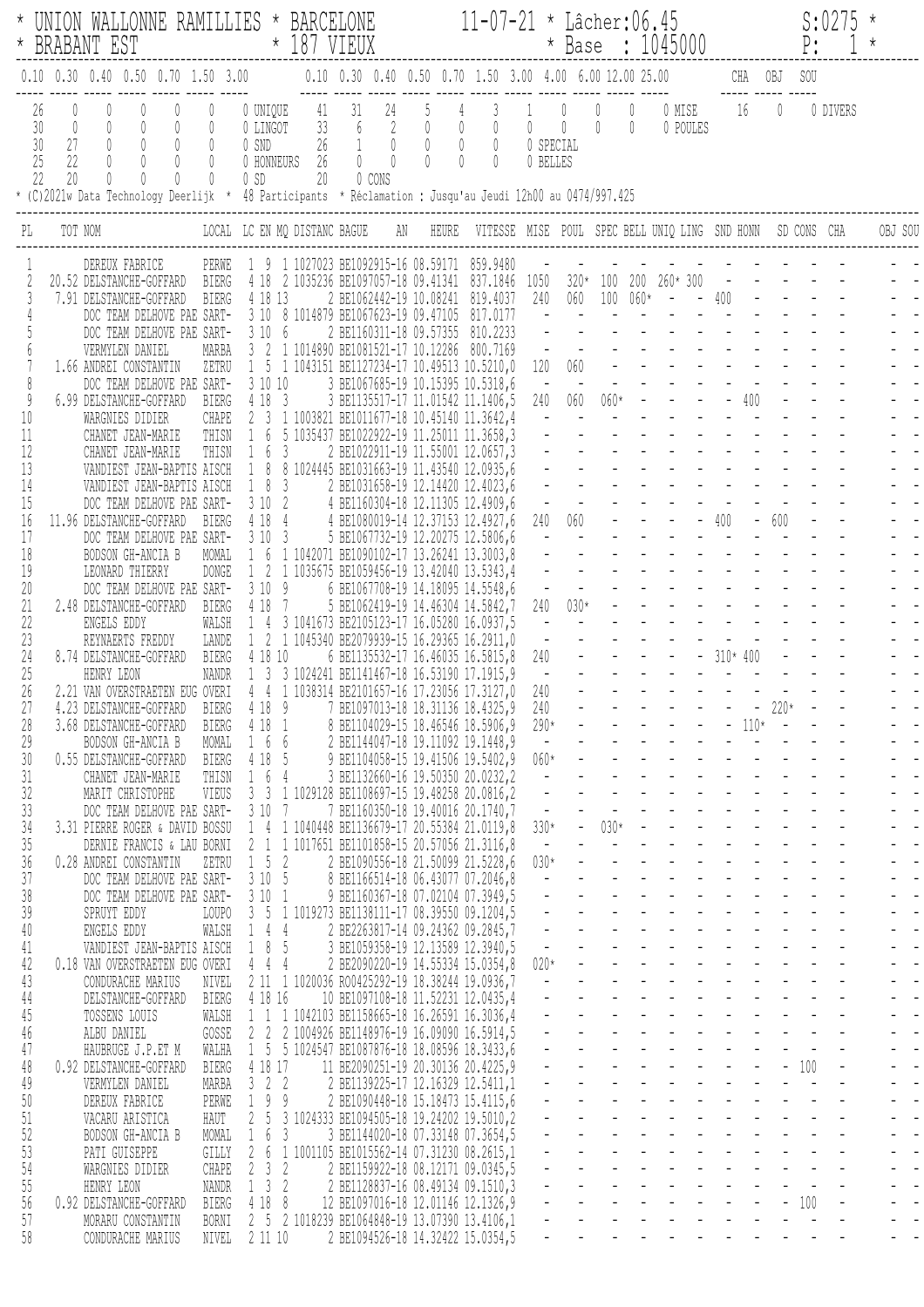```
* UNION WALLONNE RAMILLIES * BARCELONE          11-07-21 * Lâcher:06.45           S:0275 *
* BRABANT EST              * 187 VIEUX                   * Base  : 1045000        P:   1 *
```

| 0.10 | 0.30 | 0.40 | 0.50 | 0.70 | 1.50 | 3.00 | | 0.10 | 0.30 | 0.40 | 0.50 | 0.70 | 1.50 | 3.00 | 4.00 | 6.00 | 12.00 | 25.00 | | CHA | OBJ | SOU | |
|---|---|---|---|---|---|---|---|---|---|---|---|---|---|---|---|---|---|---|---|---|---|---|---|
| 26 | 0 | 0 | 0 | 0 | 0 | 0 | UNIQUE | 41 | 31 | 24 | 5 | 4 | 3 | 1 | 0 | 0 | 0 | 0 | MISE | 16 | 0 | 0 | DIVERS |
| 30 | 0 | 0 | 0 | 0 | 0 | 0 | LINGOT | 33 | 6 | 2 | 0 | 0 | 0 | 0 | 0 | 0 | 0 | 0 | POULES | | | | |
| 30 | 27 | 0 | 0 | 0 | 0 | 0 | SND | 26 | 1 | 0 | 0 | 0 | 0 | 0 | SPECIAL | | | | | | | | |
| 25 | 22 | 0 | 0 | 0 | 0 | 0 | HONNEURS | 26 | 0 | 0 | 0 | 0 | 0 | 0 | BELLES | | | | | | | | |
| 22 | 20 | 0 | 0 | 0 | 0 | 0 | SD | 20 | 0 | CONS | | | | | | | | | | | | | |

* (C)2021w Data Technology Deerlijk * 48 Participants * Réclamation : Jusqu'au Jeudi 12h00 au 0474/997.425

| PL | TOT | NOM | LOCAL | LC | EN | MQ | DISTANC | BAGUE AN | HEURE | VITESSE | MISE | POUL | SPEC | BELL | UNIQ | LING | SND | HONN | SD | CONS | CHA | OBJ | SOU |
|---|---|---|---|---|---|---|---|---|---|---|---|---|---|---|---|---|---|---|---|---|---|---|---|
| 1 | | DEREUX FABRICE | PERWE | 1 | 9 | 1 | 1027023 | BE1092915-16 | 08.59171 | 859.9480 | - | - | - | - | - | - | - | - | - | - | - | - | - |
| 2 | 20.52 | DELSTANCHE-GOFFARD | BIERG | 4 | 18 | 2 | 1035236 | BE1097057-18 | 09.41341 | 837.1846 | 1050 | 320* | 100 | 200 | 260* | 300 | - | - | - | - | - | - | - |
| 3 | 7.91 | DELSTANCHE-GOFFARD | BIERG | 4 | 18 | 13 | 2 | BE1062442-19 | 10.08241 | 819.4037 | 240 | 060 | 100 | 060* | - | - | 400 | - | - | - | - | - | - |
| 4 | | DOC TEAM DELHOVE PAE | SART- | 3 | 10 | 8 | 1014879 | BE1067623-19 | 09.47105 | 817.0177 | - | - | - | - | - | - | - | - | - | - | - | - | - |
| 5 | | DOC TEAM DELHOVE PAE | SART- | 3 | 10 | 6 | 2 | BE1160311-18 | 09.57355 | 810.2233 | - | - | - | - | - | - | - | - | - | - | - | - | - |
| 6 | | VERMYLEN DANIEL | MARBA | 3 | 2 | 1 | 1014890 | BE1081521-17 | 10.12286 | 800.7169 | - | - | - | - | - | - | - | - | - | - | - | - | - |
| 7 | 1.66 | ANDREI CONSTANTIN | ZETRU | 1 | 5 | 1 | 1043151 | BE1127234-17 | 10.49513 | 10.5210,0 | 120 | 060 | - | - | - | - | - | - | - | - | - | - | - |
| 8 | | DOC TEAM DELHOVE PAE | SART- | 3 | 10 | 10 | 3 | BE1067685-19 | 10.15395 | 10.5318,6 | - | - | - | - | - | - | - | - | - | - | - | - | - |
| 9 | 6.99 | DELSTANCHE-GOFFARD | BIERG | 4 | 18 | 3 | 3 | BE1135517-17 | 11.01542 | 11.1406,5 | 240 | 060 | 060* | - | - | - | - | 400 | - | - | - | - | - |
| 10 | | WARGNIES DIDIER | CHAPE | 2 | 3 | 1 | 1003821 | BE1011677-18 | 10.45140 | 11.3642,4 | - | - | - | - | - | - | - | - | - | - | - | - | - |
| 11 | | CHANET JEAN-MARIE | THISN | 1 | 6 | 5 | 1035437 | BE1022922-19 | 11.25011 | 11.3658,3 | - | - | - | - | - | - | - | - | - | - | - | - | - |
| 12 | | CHANET JEAN-MARIE | THISN | 1 | 6 | 3 | 2 | BE1022911-19 | 11.55001 | 12.0657,3 | - | - | - | - | - | - | - | - | - | - | - | - | - |
| 13 | | VANDIEST JEAN-BAPTIS | AISCH | 1 | 8 | 8 | 1024445 | BE1031663-19 | 11.43540 | 12.0935,6 | - | - | - | - | - | - | - | - | - | - | - | - | - |
| 14 | | VANDIEST JEAN-BAPTIS | AISCH | 1 | 8 | 3 | 2 | BE1031658-19 | 12.14420 | 12.4023,6 | - | - | - | - | - | - | - | - | - | - | - | - | - |
| 15 | | DOC TEAM DELHOVE PAE | SART- | 3 | 10 | 2 | 4 | BE1160304-18 | 12.11305 | 12.4909,6 | - | - | - | - | - | - | - | - | - | - | - | - | - |
| 16 | 11.96 | DELSTANCHE-GOFFARD | BIERG | 4 | 18 | 4 | 4 | BE1080019-14 | 12.37153 | 12.4927,6 | 240 | 060 | - | - | - | - | 400 | - | 600 | - | - | - | - |
| 17 | | DOC TEAM DELHOVE PAE | SART- | 3 | 10 | 3 | 5 | BE1067732-19 | 12.20275 | 12.5806,6 | - | - | - | - | - | - | - | - | - | - | - | - | - |
| 18 | | BODSON GH-ANCIA B | MOMAL | 1 | 6 | 1 | 1042071 | BE1090102-17 | 13.26241 | 13.3003,8 | - | - | - | - | - | - | - | - | - | - | - | - | - |
| 19 | | LEONARD THIERRY | DONGE | 1 | 2 | 1 | 1035675 | BE1059456-19 | 13.42040 | 13.5343,4 | - | - | - | - | - | - | - | - | - | - | - | - | - |
| 20 | | DOC TEAM DELHOVE PAE | SART- | 3 | 10 | 9 | 6 | BE1067708-19 | 14.18095 | 14.5548,6 | - | - | - | - | - | - | - | - | - | - | - | - | - |
| 21 | 2.48 | DELSTANCHE-GOFFARD | BIERG | 4 | 18 | 7 | 5 | BE1062419-19 | 14.46304 | 14.5842,7 | 240 | 030* | - | - | - | - | - | - | - | - | - | - | - |
| 22 | | ENGELS EDDY | WALSH | 1 | 4 | 3 | 1041673 | BE2105123-17 | 16.05280 | 16.0937,5 | - | - | - | - | - | - | - | - | - | - | - | - | - |
| 23 | | REYNAERTS FREDDY | LANDE | 1 | 2 | 1 | 1045340 | BE2079939-15 | 16.29365 | 16.2911,0 | - | - | - | - | - | - | - | - | - | - | - | - | - |
| 24 | 8.74 | DELSTANCHE-GOFFARD | BIERG | 4 | 18 | 10 | 6 | BE1135532-17 | 16.46035 | 16.5815,8 | 240 | - | - | - | - | - | 310* | 400 | - | - | - | - | - |
| 25 | | HENRY LEON | NANDR | 1 | 3 | 3 | 1024241 | BE1141467-18 | 16.53190 | 17.1915,9 | - | - | - | - | - | - | - | - | - | - | - | - | - |
| 26 | 2.21 | VAN OVERSTRAETEN EUG | OVERI | 4 | 4 | 1 | 1038314 | BE2101657-16 | 17.23056 | 17.3127,0 | 240 | - | - | - | - | - | - | - | - | - | - | - | - |
| 27 | 4.23 | DELSTANCHE-GOFFARD | BIERG | 4 | 18 | 9 | 7 | BE1097013-18 | 18.31136 | 18.4325,9 | 240 | - | - | - | - | - | - | - | 220* | - | - | - | - |
| 28 | 3.68 | DELSTANCHE-GOFFARD | BIERG | 4 | 18 | 1 | 8 | BE1104029-15 | 18.46546 | 18.5906,9 | 290* | - | - | - | - | - | - | 110* | - | - | - | - | - |
| 29 | | BODSON GH-ANCIA B | MOMAL | 1 | 6 | 6 | 2 | BE1144047-18 | 19.11092 | 19.1448,9 | - | - | - | - | - | - | - | - | - | - | - | - | - |
| 30 | 0.55 | DELSTANCHE-GOFFARD | BIERG | 4 | 18 | 5 | 9 | BE1104058-15 | 19.41506 | 19.5402,9 | 060* | - | - | - | - | - | - | - | - | - | - | - | - |
| 31 | | CHANET JEAN-MARIE | THISN | 1 | 6 | 4 | 3 | BE1132660-16 | 19.50350 | 20.0232,2 | - | - | - | - | - | - | - | - | - | - | - | - | - |
| 32 | | MARIT CHRISTOPHE | VIEUS | 3 | 3 | 1 | 1029128 | BE1108697-15 | 19.48258 | 20.0816,2 | - | - | - | - | - | - | - | - | - | - | - | - | - |
| 33 | | DOC TEAM DELHOVE PAE | SART- | 3 | 10 | 7 | 7 | BE1160350-18 | 19.40016 | 20.1740,7 | - | - | - | - | - | - | - | - | - | - | - | - | - |
| 34 | 3.31 | PIERRE ROGER & DAVID | BOSSU | 1 | 4 | 1 | 1040448 | BE1136679-17 | 20.55384 | 21.0119,8 | 330* | - | 030* | - | - | - | - | - | - | - | - | - | - |
| 35 | | DERNIE FRANCIS & LAU | BORNI | 2 | 1 | 1 | 1017651 | BE1101858-15 | 20.57056 | 21.3116,8 | - | - | - | - | - | - | - | - | - | - | - | - | - |
| 36 | 0.28 | ANDREI CONSTANTIN | ZETRU | 1 | 5 | 2 | 2 | BE1090556-18 | 21.50099 | 21.5228,6 | 030* | - | - | - | - | - | - | - | - | - | - | - | - |
| 37 | | DOC TEAM DELHOVE PAE | SART- | 3 | 10 | 5 | 8 | BE1166514-18 | 06.43077 | 07.2046,8 | - | - | - | - | - | - | - | - | - | - | - | - | - |
| 38 | | DOC TEAM DELHOVE PAE | SART- | 3 | 10 | 1 | 9 | BE1160367-18 | 07.02104 | 07.3949,5 | - | - | - | - | - | - | - | - | - | - | - | - | - |
| 39 | | SPRUYT EDDY | LOUPO | 3 | 5 | 1 | 1019273 | BE1138111-17 | 08.39550 | 09.1204,5 | - | - | - | - | - | - | - | - | - | - | - | - | - |
| 40 | | ENGELS EDDY | WALSH | 1 | 4 | 4 | 2 | BE2263817-14 | 09.24362 | 09.2845,7 | - | - | - | - | - | - | - | - | - | - | - | - | - |
| 41 | | VANDIEST JEAN-BAPTIS | AISCH | 1 | 8 | 5 | 3 | BE1059358-19 | 12.13589 | 12.3940,5 | - | - | - | - | - | - | - | - | - | - | - | - | - |
| 42 | 0.18 | VAN OVERSTRAETEN EUG | OVERI | 4 | 4 | 4 | 2 | BE2090220-19 | 14.55334 | 15.0354,8 | 020* | - | - | - | - | - | - | - | - | - | - | - | - |
| 43 | | CONDURACHE MARIUS | NIVEL | 2 | 11 | 1 | 1020036 | RO0425292-19 | 18.38244 | 19.0936,7 | - | - | - | - | - | - | - | - | - | - | - | - | - |
| 44 | | DELSTANCHE-GOFFARD | BIERG | 4 | 18 | 16 | 10 | BE1097108-18 | 11.52231 | 12.0435,4 | - | - | - | - | - | - | - | - | - | - | - | - | - |
| 45 | | TOSSENS LOUIS | WALSH | 1 | 1 | 1 | 1042103 | BE1158665-18 | 16.26591 | 16.3036,4 | - | - | - | - | - | - | - | - | - | - | - | - | - |
| 46 | | ALBU DANIEL | GOSSE | 2 | 2 | 2 | 1004926 | BE1148976-19 | 16.09090 | 16.5914,5 | - | - | - | - | - | - | - | - | - | - | - | - | - |
| 47 | | HAUBRUGE J.P.ET M | WALHA | 1 | 5 | 5 | 1024547 | BE1087876-18 | 18.08596 | 18.3433,6 | - | - | - | - | - | - | - | - | - | - | - | - | - |
| 48 | 0.92 | DELSTANCHE-GOFFARD | BIERG | 4 | 18 | 17 | 11 | BE2090251-19 | 20.30136 | 20.4225,9 | - | - | - | - | - | - | - | - | - | 100 | - | - | - |
| 49 | | VERMYLEN DANIEL | MARBA | 3 | 2 | 2 | 2 | BE1139225-17 | 12.16329 | 12.5411,1 | - | - | - | - | - | - | - | - | - | - | - | - | - |
| 50 | | DEREUX FABRICE | PERWE | 1 | 9 | 9 | 2 | BE1090448-18 | 15.18473 | 15.4115,6 | - | - | - | - | - | - | - | - | - | - | - | - | - |
| 51 | | VACARU ARISTICA | HAUT | 2 | 5 | 3 | 1024333 | BE1094505-18 | 19.24202 | 19.5010,2 | - | - | - | - | - | - | - | - | - | - | - | - | - |
| 52 | | BODSON GH-ANCIA B | MOMAL | 1 | 6 | 3 | 3 | BE1144020-18 | 07.33148 | 07.3654,5 | - | - | - | - | - | - | - | - | - | - | - | - | - |
| 53 | | PATI GUISEPPE | GILLY | 2 | 6 | 1 | 1001105 | BE1015562-14 | 07.31230 | 08.2615,1 | - | - | - | - | - | - | - | - | - | - | - | - | - |
| 54 | | WARGNIES DIDIER | CHAPE | 2 | 3 | 2 | 2 | BE1159922-18 | 08.12171 | 09.0345,5 | - | - | - | - | - | - | - | - | - | - | - | - | - |
| 55 | | HENRY LEON | NANDR | 1 | 3 | 2 | 2 | BE1128837-16 | 08.49134 | 09.1510,3 | - | - | - | - | - | - | - | - | - | - | - | - | - |
| 56 | 0.92 | DELSTANCHE-GOFFARD | BIERG | 4 | 18 | 8 | 12 | BE1097016-18 | 12.01146 | 12.1326,9 | - | - | - | - | - | - | - | - | - | 100 | - | - | - |
| 57 | | MORARU CONSTANTIN | BORNI | 2 | 5 | 2 | 1018239 | BE1064848-19 | 13.07390 | 13.4106,1 | - | - | - | - | - | - | - | - | - | - | - | - | - |
| 58 | | CONDURACHE MARIUS | NIVEL | 2 | 11 | 10 | 2 | BE1094526-18 | 14.32422 | 15.0354,5 | - | - | - | - | - | - | - | - | - | - | - | - | - |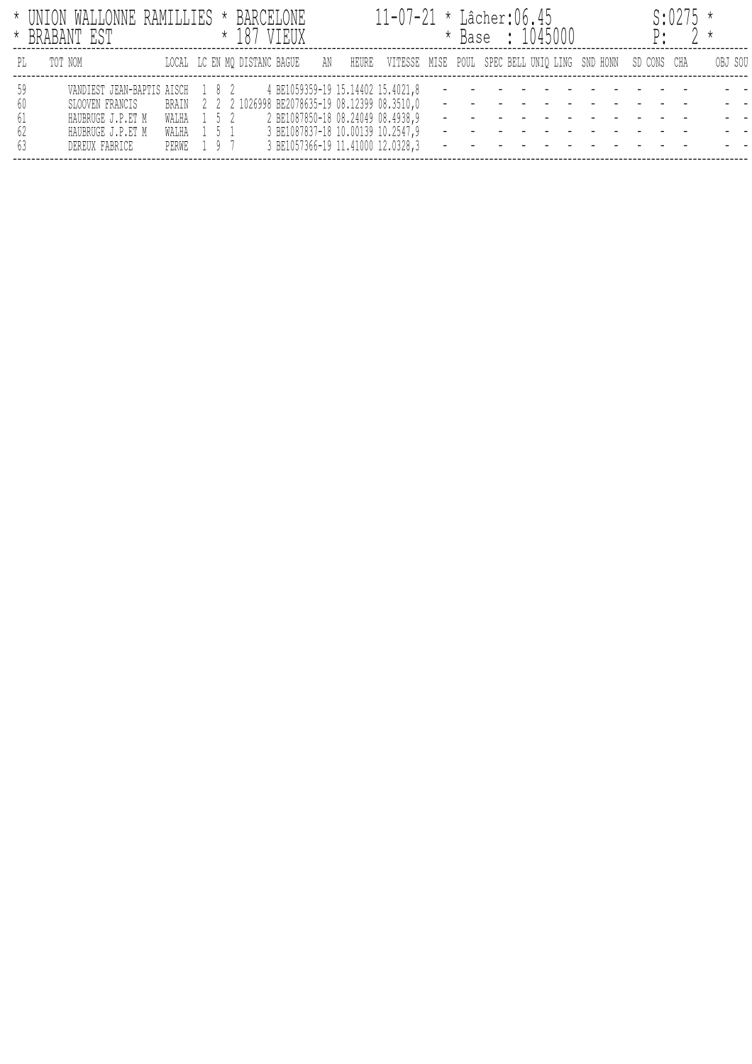\* UNION WALLONNE RAMILLIES \* BARCELONE 11-07-21 \* Lâcher:06.45 S:0275 \*
\* BRABANT EST \* 187 VIEUX \* Base : 1045000 P: 2 \*

| PL | TOT | NOM | LOCAL | LC | EN | MQ | DISTANC | BAGUE | AN | HEURE | VITESSE | MISE | POUL | SPEC | BELL | UNIQ | LING | SND | HONN | SD | CONS | CHA | OBJ | SOU |
|---|---|---|---|---|---|---|---|---|---|---|---|---|---|---|---|---|---|---|---|---|---|---|---|---|
| 59 | | VANDIEST JEAN-BAPTIS | AISCH | 1 | 8 | 2 | | 4 BE1059359-19 | | 15.14402 | 15.4021,8 | - | - | - | - | - | - | - | - | - | - | - | - | - |
| 60 | | SLOOVEN FRANCIS | BRAIN | 2 | 2 | 2 | 1026998 | BE2078635-19 | | 08.12399 | 08.3510,0 | - | - | - | - | - | - | - | - | - | - | - | - | - |
| 61 | | HAUBRUGE J.P.ET M | WALHA | 1 | 5 | 2 | | 2 BE1087850-18 | | 08.24049 | 08.4938,9 | - | - | - | - | - | - | - | - | - | - | - | - | - |
| 62 | | HAUBRUGE J.P.ET M | WALHA | 1 | 5 | 1 | | 3 BE1087837-18 | | 10.00139 | 10.2547,9 | - | - | - | - | - | - | - | - | - | - | - | - | - |
| 63 | | DEREUX FABRICE | PERWE | 1 | 9 | 7 | | 3 BE1057366-19 | | 11.41000 | 12.0328,3 | - | - | - | - | - | - | - | - | - | - | - | - | - |